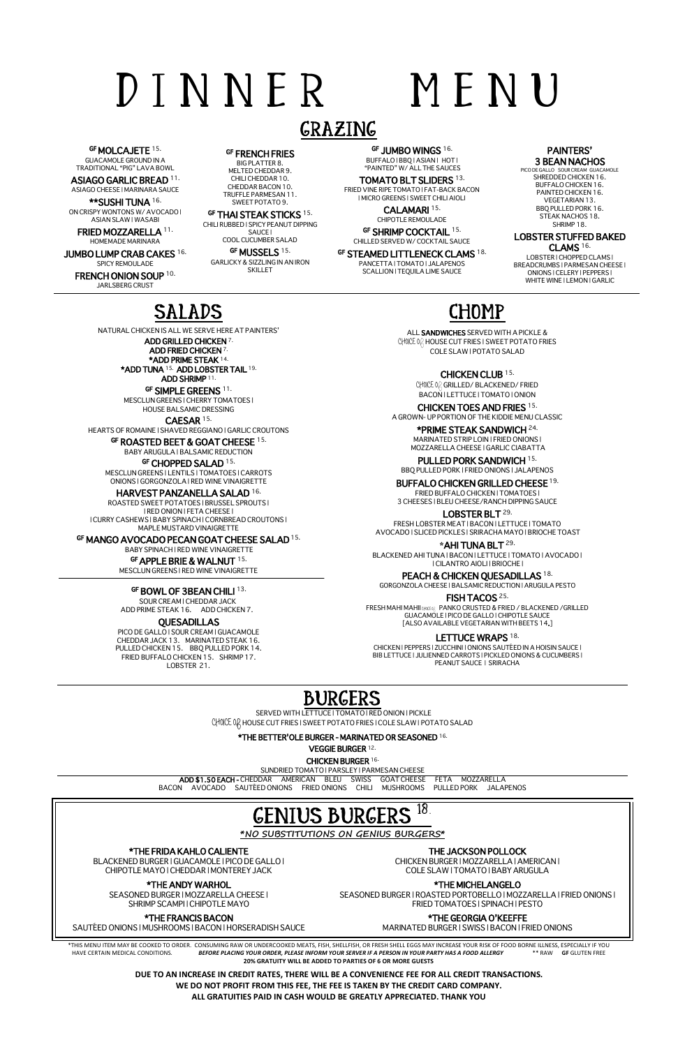# DINNER MENU

## GRAZING

**GF MOLCAJETE** 15.
GUACAMOLE GROUND IN A TRADITIONAL "PIG" LAVA BOWL

**ASIAGO GARLIC BREAD** 11.
ASIAGO CHEESE | MARINARA SAUCE

****SUSHI TUNA** 16.
ON CRISPY WONTONS W/ AVOCADO | ASIAN SLAW | WASABI

**FRIED MOZZARELLA** 11.
HOMEMADE MARINARA

**JUMBO LUMP CRAB CAKES** 16.
SPICY REMOULADE

**FRENCH ONION SOUP** 10.
JARLSBERG CRUST

**GF FRENCH FRIES**
BIG PLATTER 8.
MELTED CHEDDAR 9.
CHILI CHEDDAR 10.
CHEDDAR BACON 10.
TRUFFLE PARMESAN 11.
SWEET POTATO 9.

**GF THAI STEAK STICKS** 15.
CHILI RUBBED | SPICY PEANUT DIPPING SAUCE | COOL CUCUMBER SALAD

**GF MUSSELS** 15.
GARLICKY & SIZZLING IN AN IRON SKILLET

**GF JUMBO WINGS** 16.
BUFFALO | BBQ | ASIAN | HOT | "PAINTED" W/ ALL THE SAUCES

**TOMATO BLT SLIDERS** 13.
FRIED VINE RIPE TOMATO | FAT-BACK BACON | MICRO GREENS | SWEET CHILI AIOLI

**CALAMARI** 15.
CHIPOTLE REMOULADE

**GF SHRIMP COCKTAIL** 15.
CHILLED SERVED W/ COCKTAIL SAUCE

**GF STEAMED LITTLENECK CLAMS** 18.
PANCETTA | TOMATO | JALAPENOS SCALLION | TEQUILA LIME SAUCE

**PAINTERS' 3 BEAN NACHOS**
PICO DE GALLO SOUR CREAM GUACAMOLE
SHREDDED CHICKEN 16.
BUFFALO CHICKEN 16.
PAINTED CHICKEN 16.
VEGETARIAN 13.
BBQ PULLED PORK 16.
STEAK NACHOS 18.
SHRIMP 18.

**LOBSTER STUFFED BAKED CLAMS** 16.
LOBSTER | CHOPPED CLAMS | BREADCRUMBS | PARMESAN CHEESE | ONIONS | CELERY | PEPPERS | WHITE WINE | LEMON | GARLIC

## SALADS

NATURAL CHICKEN IS ALL WE SERVE HERE AT PAINTERS'

**ADD GRILLED CHICKEN** 7.
**ADD FRIED CHICKEN** 7.
***ADD PRIME STEAK** 14.
***ADD TUNA** 15. **ADD LOBSTER TAIL** 19.
**ADD SHRIMP** 11.

**GF SIMPLE GREENS** 11.
MESCLUN GREENS | CHERRY TOMATOES | HOUSE BALSAMIC DRESSING

**CAESAR** 15.
HEARTS OF ROMAINE | SHAVED REGGIANO | GARLIC CROUTONS

**GF ROASTED BEET & GOAT CHEESE** 15.
BABY ARUGULA | BALSAMIC REDUCTION

**GF CHOPPED SALAD** 15.
MESCLUN GREENS | LENTILS | TOMATOES | CARROTS ONIONS | GORGONZOLA | RED WINE VINAIGRETTE

**HARVEST PANZANELLA SALAD** 16.
ROASTED SWEET POTATOES | BRUSSEL SPROUTS | | RED ONION | FETA CHEESE | | CURRY CASHEWS | BABY SPINACH | CORNBREAD CROUTONS | MAPLE MUSTARD VINAIGRETTE

**GF MANGO AVOCADO PECAN GOAT CHEESE SALAD** 15.
BABY SPINACH | RED WINE VINAIGRETTE

**GF APPLE BRIE & WALNUT** 15.
MESCLUN GREENS | RED WINE VINAIGRETTE

**GF BOWL OF 3BEAN CHILI** 13.
SOUR CREAM | CHEDDAR JACK
ADD PRIME STEAK 16. ADD CHICKEN 7.

**QUESADILLAS**
PICO DE GALLO | SOUR CREAM | GUACAMOLE
CHEDDAR JACK 13. MARINATED STEAK 16.
PULLED CHICKEN 15. BBQ PULLED PORK 14.
FRIED BUFFALO CHICKEN 15. SHRIMP 17.
LOBSTER 21.

## CHOMP

ALL **SANDWICHES** SERVED WITH A PICKLE & CHOICE OF HOUSE CUT FRIES | SWEET POTATO FRIES COLE SLAW | POTATO SALAD

**CHICKEN CLUB** 15.
CHOICE OF GRILLED/ BLACKENED/ FRIED
BACON | LETTUCE | TOMATO | ONION

**CHICKEN TOES AND FRIES** 15.
A GROWN- UP PORTION OF THE KIDDIE MENU CLASSIC

***PRIME STEAK SANDWICH** 24.
MARINATED STRIP LOIN | FRIED ONIONS | MOZZARELLA CHEESE | GARLIC CIABATTA

**PULLED PORK SANDWICH** 15.
BBQ PULLED PORK | FRIED ONIONS | JALAPENOS

**BUFFALO CHICKEN GRILLED CHEESE** 19.
FRIED BUFFALO CHICKEN | TOMATOES | 3 CHEESES | BLEU CHEESE/RANCH DIPPING SAUCE

**LOBSTER BLT** 29.
FRESH LOBSTER MEAT | BACON | LETTUCE | TOMATO AVOCADO | SLICED PICKLES | SRIRACHA MAYO | BRIOCHE TOAST

***AHI TUNA BLT** 29.
BLACKENED AHI TUNA | BACON | LETTUCE | TOMATO | AVOCADO | | CILANTRO AIOLI | BRIOCHE |

**PEACH & CHICKEN QUESADILLAS** 18.
GORGONZOLA CHEESE | BALSAMIC REDUCTION | ARUGULA PESTO

**FISH TACOS** 25.
FRESH MAHI MAHI (3 PIECES) PANKO CRUSTED & FRIED / BLACKENED /GRILLED GUACAMOLE | PICO DE GALLO | CHIPOTLE SAUCE [ALSO AVAILABLE VEGETARIAN WITH BEETS 14.]

**LETTUCE WRAPS** 18.
CHICKEN | PEPPERS | ZUCCHINI | ONIONS SAUTÉED IN A HOISIN SAUCE | BIB LETTUCE | JULIENNED CARROTS | PICKLED ONIONS & CUCUMBERS | PEANUT SAUCE | SRIRACHA

## BURGERS

SERVED WITH LETTUCE | TOMATO | RED ONION | PICKLE
CHOICE OF HOUSE CUT FRIES | SWEET POTATO FRIES | COLE SLAW | POTATO SALAD

***THE BETTER'OLE BURGER - MARINATED OR SEASONED** 16.

**VEGGIE BURGER** 12.

**CHICKEN BURGER** 16.
SUNDRIED TOMATO | PARSLEY | PARMESAN CHEESE

**ADD $1.50 EACH -** CHEDDAR AMERICAN BLEU SWISS GOAT CHEESE FETA MOZZARELLA BACON AVOCADO SAUTÉED ONIONS FRIED ONIONS CHILI MUSHROOMS PULLED PORK JALAPENOS

## GENIUS BURGERS 18.

****NO SUBSTITUTIONS ON GENIUS BURGERS***

***THE FRIDA KAHLO CALIENTE**
BLACKENED BURGER | GUACAMOLE | PICO DE GALLO | CHIPOTLE MAYO | CHEDDAR | MONTEREY JACK

***THE ANDY WARHOL**
SEASONED BURGER | MOZZARELLA CHEESE | SHRIMP SCAMPI | CHIPOTLE MAYO

***THE FRANCIS BACON**
SAUTÉED ONIONS | MUSHROOMS | BACON | HORSERADISH SAUCE

**THE JACKSON POLLOCK**
CHICKEN BURGER | MOZZARELLA | AMERICAN | COLE SLAW | TOMATO | BABY ARUGULA

***THE MICHELANGELO**
SEASONED BURGER | ROASTED PORTOBELLO | MOZZARELLA | FRIED ONIONS | FRIED TOMATOES | SPINACH | PESTO

***THE GEORGIA O'KEEFFE**
MARINATED BURGER | SWISS | BACON | FRIED ONIONS

*THIS MENU ITEM MAY BE COOKED TO ORDER. CONSUMING RAW OR UNDERCOOKED MEATS, FISH, SHELLFISH, OR FRESH SHELL EGGS MAY INCREASE YOUR RISK OF FOOD BORNE ILLNESS, ESPECIALLY IF YOU HAVE CERTAIN MEDICAL CONDITIONS. ***BEFORE PLACING YOUR ORDER, PLEASE INFORM YOUR SERVER IF A PERSON IN YOUR PARTY HAS A FOOD ALLERGY*** ** RAW **GF** GLUTEN FREE
**20% GRATUITY WILL BE ADDED TO PARTIES OF 6 OR MORE GUESTS**

**DUE TO AN INCREASE IN CREDIT RATES, THERE WILL BE A CONVENIENCE FEE FOR ALL CREDIT TRANSACTIONS.**
**WE DO NOT PROFIT FROM THIS FEE, THE FEE IS TAKEN BY THE CREDIT CARD COMPANY.**
**ALL GRATUITIES PAID IN CASH WOULD BE GREATLY APPRECIATED. THANK YOU**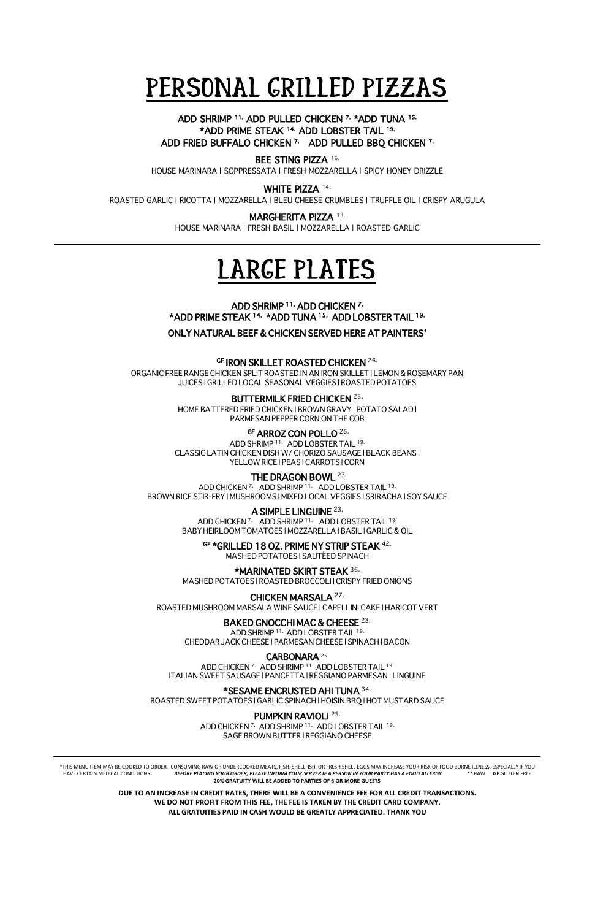# PERSONAL GRILLED PIZZAS

**ADD SHRIMP 11. ADD PULLED CHICKEN 7. *ADD TUNA 15.**
**\*ADD PRIME STEAK 14. ADD LOBSTER TAIL 19.**
**ADD FRIED BUFFALO CHICKEN 7. ADD PULLED BBQ CHICKEN 7.**

**BEE STING PIZZA** 16.
HOUSE MARINARA | SOPPRESSATA | FRESH MOZZARELLA | SPICY HONEY DRIZZLE

**WHITE PIZZA** 14.
ROASTED GARLIC | RICOTTA | MOZZARELLA | BLEU CHEESE CRUMBLES | TRUFFLE OIL | CRISPY ARUGULA

**MARGHERITA PIZZA** 13.
HOUSE MARINARA | FRESH BASIL | MOZZARELLA | ROASTED GARLIC

---

# LARGE PLATES

**ADD SHRIMP 11. ADD CHICKEN 7.**
**\*ADD PRIME STEAK 14. *ADD TUNA 15. ADD LOBSTER TAIL 19.**

**ONLY NATURAL BEEF & CHICKEN SERVED HERE AT PAINTERS'**

**GF IRON SKILLET ROASTED CHICKEN** 26.
ORGANIC FREE RANGE CHICKEN SPLIT ROASTED IN AN IRON SKILLET | LEMON & ROSEMARY PAN JUICES | GRILLED LOCAL SEASONAL VEGGIES | ROASTED POTATOES

**BUTTERMILK FRIED CHICKEN** 25.
HOME BATTERED FRIED CHICKEN | BROWN GRAVY | POTATO SALAD | PARMESAN PEPPER CORN ON THE COB

**GF ARROZ CON POLLO** 25.
ADD SHRIMP 11. ADD LOBSTER TAIL 19.
CLASSIC LATIN CHICKEN DISH W/ CHORIZO SAUSAGE | BLACK BEANS | YELLOW RICE | PEAS | CARROTS | CORN

**THE DRAGON BOWL** 23.
ADD CHICKEN 7. ADD SHRIMP 11. ADD LOBSTER TAIL 19.
BROWN RICE STIR-FRY | MUSHROOMS | MIXED LOCAL VEGGIES | SRIRACHA | SOY SAUCE

**A SIMPLE LINGUINE** 23.
ADD CHICKEN 7. ADD SHRIMP 11. ADD LOBSTER TAIL 19.
BABY HEIRLOOM TOMATOES | MOZZARELLA | BASIL | GARLIC & OIL

**GF *GRILLED 18 OZ. PRIME NY STRIP STEAK** 42.
MASHED POTATOES | SAUTÉED SPINACH

**\*MARINATED SKIRT STEAK** 36.
MASHED POTATOES | ROASTED BROCCOLI | CRISPY FRIED ONIONS

**CHICKEN MARSALA** 27.
ROASTED MUSHROOM MARSALA WINE SAUCE | CAPELLINI CAKE | HARICOT VERT

**BAKED GNOCCHI MAC & CHEESE** 23.
ADD SHRIMP 11. ADD LOBSTER TAIL 19.
CHEDDAR JACK CHEESE | PARMESAN CHEESE | SPINACH | BACON

**CARBONARA** 25.
ADD CHICKEN 7. ADD SHRIMP 11. ADD LOBSTER TAIL 19.
ITALIAN SWEET SAUSAGE | PANCETTA | REGGIANO PARMESAN | LINGUINE

**\*SESAME ENCRUSTED AHI TUNA** 34.
ROASTED SWEET POTATOES | GARLIC SPINACH | HOISIN BBQ | HOT MUSTARD SAUCE

**PUMPKIN RAVIOLI** 25.
ADD CHICKEN 7. ADD SHRIMP 11. ADD LOBSTER TAIL 19.
SAGE BROWN BUTTER | REGGIANO CHEESE

---

\*THIS MENU ITEM MAY BE COOKED TO ORDER. CONSUMING RAW OR UNDERCOOKED MEATS, FISH, SHELLFISH, OR FRESH SHELL EGGS MAY INCREASE YOUR RISK OF FOOD BORNE ILLNESS, ESPECIALLY IF YOU HAVE CERTAIN MEDICAL CONDITIONS. ***BEFORE PLACING YOUR ORDER, PLEASE INFORM YOUR SERVER IF A PERSON IN YOUR PARTY HAS A FOOD ALLERGY*** \*\* RAW **GF** GLUTEN FREE
**20% GRATUITY WILL BE ADDED TO PARTIES OF 6 OR MORE GUESTS**

**DUE TO AN INCREASE IN CREDIT RATES, THERE WILL BE A CONVENIENCE FEE FOR ALL CREDIT TRANSACTIONS.**
**WE DO NOT PROFIT FROM THIS FEE, THE FEE IS TAKEN BY THE CREDIT CARD COMPANY.**
**ALL GRATUITIES PAID IN CASH WOULD BE GREATLY APPRECIATED. THANK YOU**